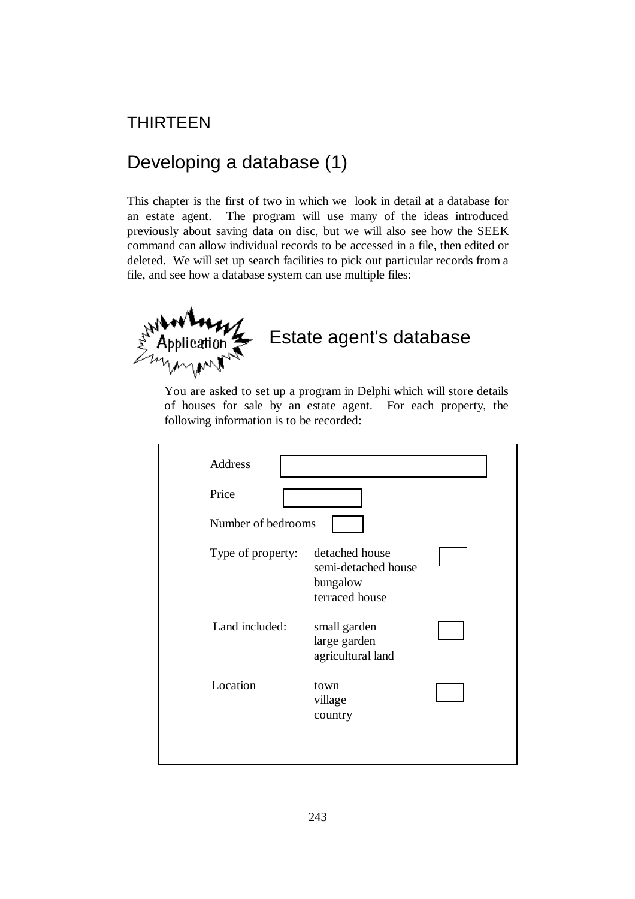THIRTEEN

# Developing a database (1)

This chapter is the first of two in which we look in detail at a database for an estate agent. The program will use many of the ideas introduced previously about saving data on disc, but we will also see how the SEEK command can allow individual records to be accessed in a file, then edited or deleted. We will set up search facilities to pick out particular records from a file, and see how a database system can use multiple files:

## Application: Estate agent's database

You are asked to set up a program in Delphi which will store details of houses for sale by an estate agent. For each property, the following information is to be recorded:

| | | |
|---|---|---|
| Address | | |
| Price | | |
| Number of bedrooms | | |
| Type of property: | detached house<br>semi-detached house<br>bungalow<br>terraced house | |
| Land included: | small garden<br>large garden<br>agricultural land | |
| Location | town<br>village<br>country | |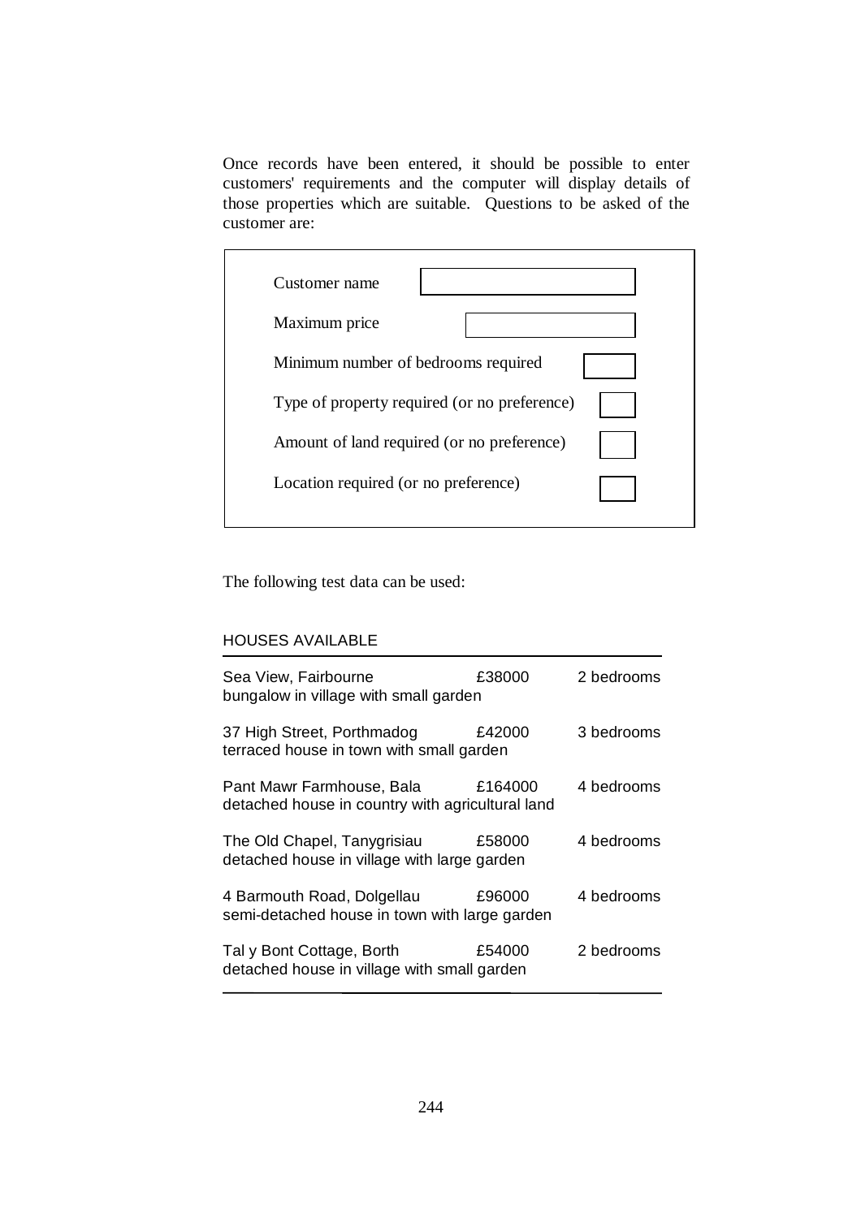Once records have been entered, it should be possible to enter customers' requirements and the computer will display details of those properties which are suitable. Questions to be asked of the customer are:

| | |
|---|---|
| Customer name | |
| Maximum price | |
| Minimum number of bedrooms required | |
| Type of property required (or no preference) | |
| Amount of land required (or no preference) | |
| Location required (or no preference) | |

The following test data can be used:

HOUSES AVAILABLE

| | | |
|---|---|---|
| Sea View, Fairbourne<br>bungalow in village with small garden | £38000 | 2 bedrooms |
| 37 High Street, Porthmadog<br>terraced house in town with small garden | £42000 | 3 bedrooms |
| Pant Mawr Farmhouse, Bala<br>detached house in country with agricultural land | £164000 | 4 bedrooms |
| The Old Chapel, Tanygrisiau<br>detached house in village with large garden | £58000 | 4 bedrooms |
| 4 Barmouth Road, Dolgellau<br>semi-detached house in town with large garden | £96000 | 4 bedrooms |
| Tal y Bont Cottage, Borth<br>detached house in village with small garden | £54000 | 2 bedrooms |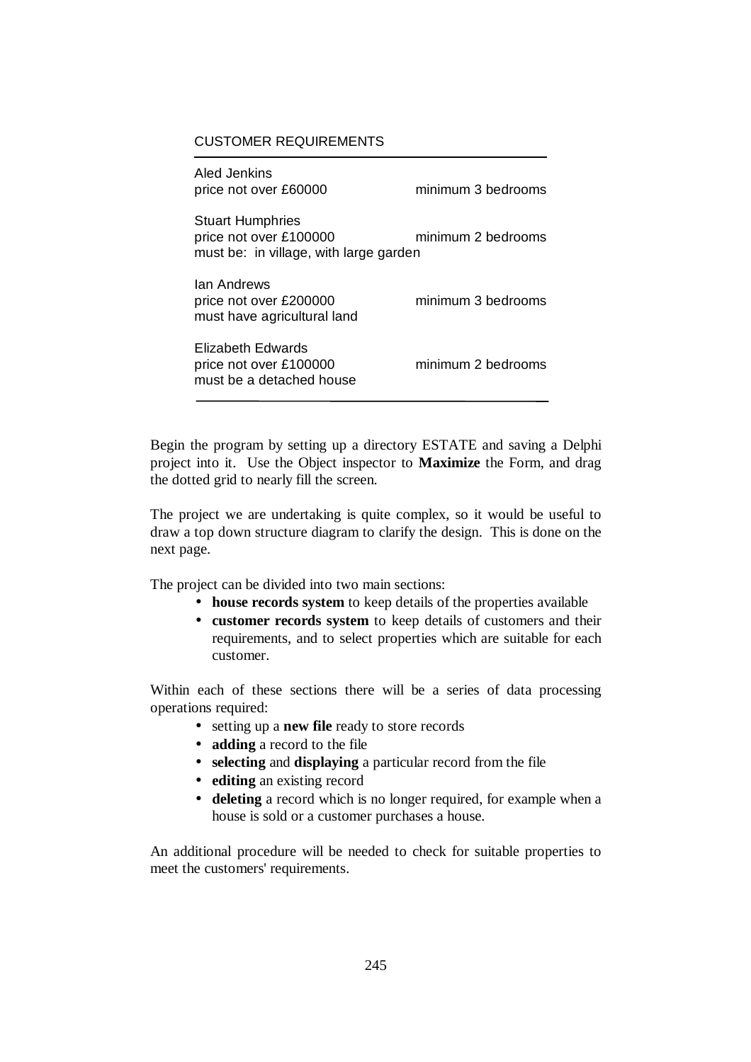CUSTOMER REQUIREMENTS

---

Aled Jenkins
price not over £60000 minimum 3 bedrooms

Stuart Humphries
price not over £100000 minimum 2 bedrooms
must be: in village, with large garden

Ian Andrews
price not over £200000 minimum 3 bedrooms
must have agricultural land

Elizabeth Edwards
price not over £100000 minimum 2 bedrooms
must be a detached house

---

Begin the program by setting up a directory ESTATE and saving a Delphi project into it. Use the Object inspector to **Maximize** the Form, and drag the dotted grid to nearly fill the screen.

The project we are undertaking is quite complex, so it would be useful to draw a top down structure diagram to clarify the design. This is done on the next page.

The project can be divided into two main sections:

- **house records system** to keep details of the properties available
- **customer records system** to keep details of customers and their requirements, and to select properties which are suitable for each customer.

Within each of these sections there will be a series of data processing operations required:

- setting up a **new file** ready to store records
- **adding** a record to the file
- **selecting** and **displaying** a particular record from the file
- **editing** an existing record
- **deleting** a record which is no longer required, for example when a house is sold or a customer purchases a house.

An additional procedure will be needed to check for suitable properties to meet the customers' requirements.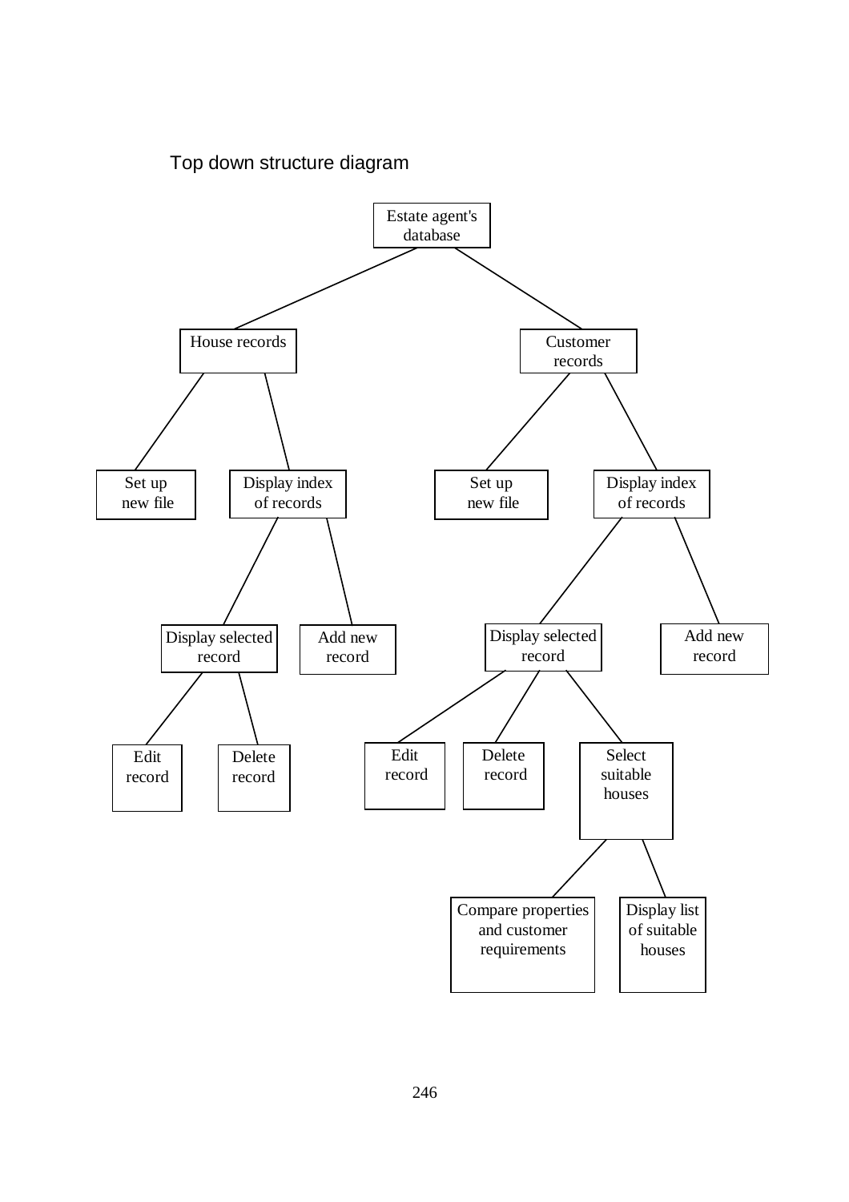Top down structure diagram

- Estate agent's database
  - House records
    - Set up new file
    - Display index of records
      - Display selected record
        - Edit record
        - Delete record
      - Add new record
  - Customer records
    - Set up new file
    - Display index of records
      - Display selected record
        - Edit record
        - Delete record
        - Select suitable houses
          - Compare properties and customer requirements
          - Display list of suitable houses
      - Add new record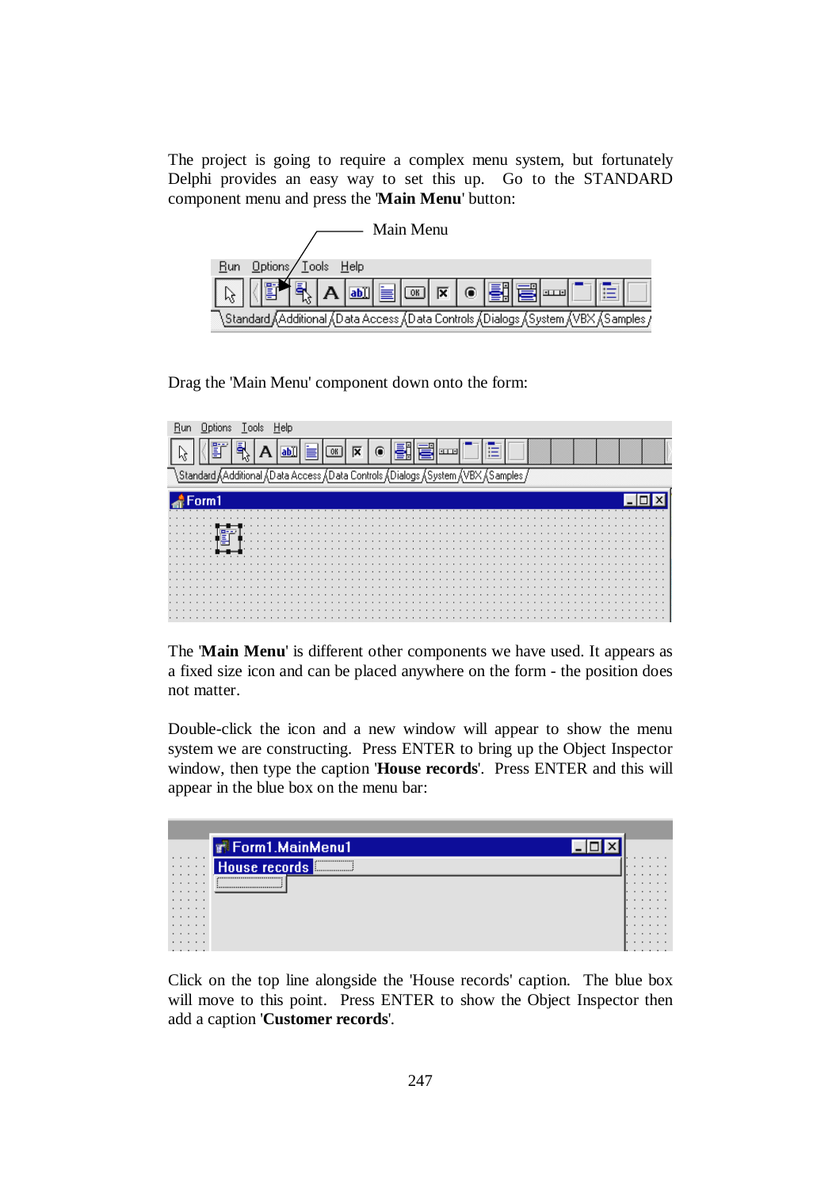The project is going to require a complex menu system, but fortunately Delphi provides an easy way to set this up. Go to the STANDARD component menu and press the '**Main Menu**' button:

Drag the 'Main Menu' component down onto the form:

The '**Main Menu**' is different other components we have used. It appears as a fixed size icon and can be placed anywhere on the form - the position does not matter.

Double-click the icon and a new window will appear to show the menu system we are constructing. Press ENTER to bring up the Object Inspector window, then type the caption '**House records**'. Press ENTER and this will appear in the blue box on the menu bar:

Click on the top line alongside the 'House records' caption. The blue box will move to this point. Press ENTER to show the Object Inspector then add a caption '**Customer records**'.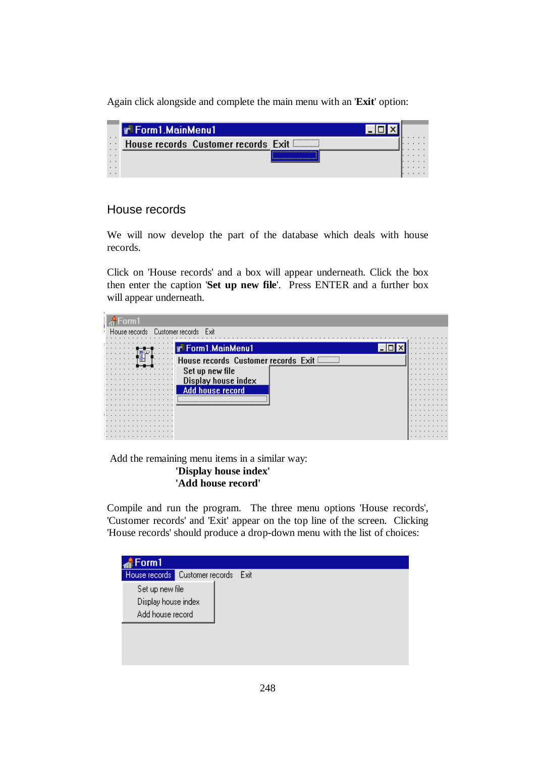Again click alongside and complete the main menu with an '**Exit**' option:

## House records

We will now develop the part of the database which deals with house records.

Click on 'House records' and a box will appear underneath. Click the box then enter the caption '**Set up new file**'. Press ENTER and a further box will appear underneath.

Add the remaining menu items in a similar way:

**'Display house index'**
**'Add house record'**

Compile and run the program. The three menu options 'House records', 'Customer records' and 'Exit' appear on the top line of the screen. Clicking 'House records' should produce a drop-down menu with the list of choices: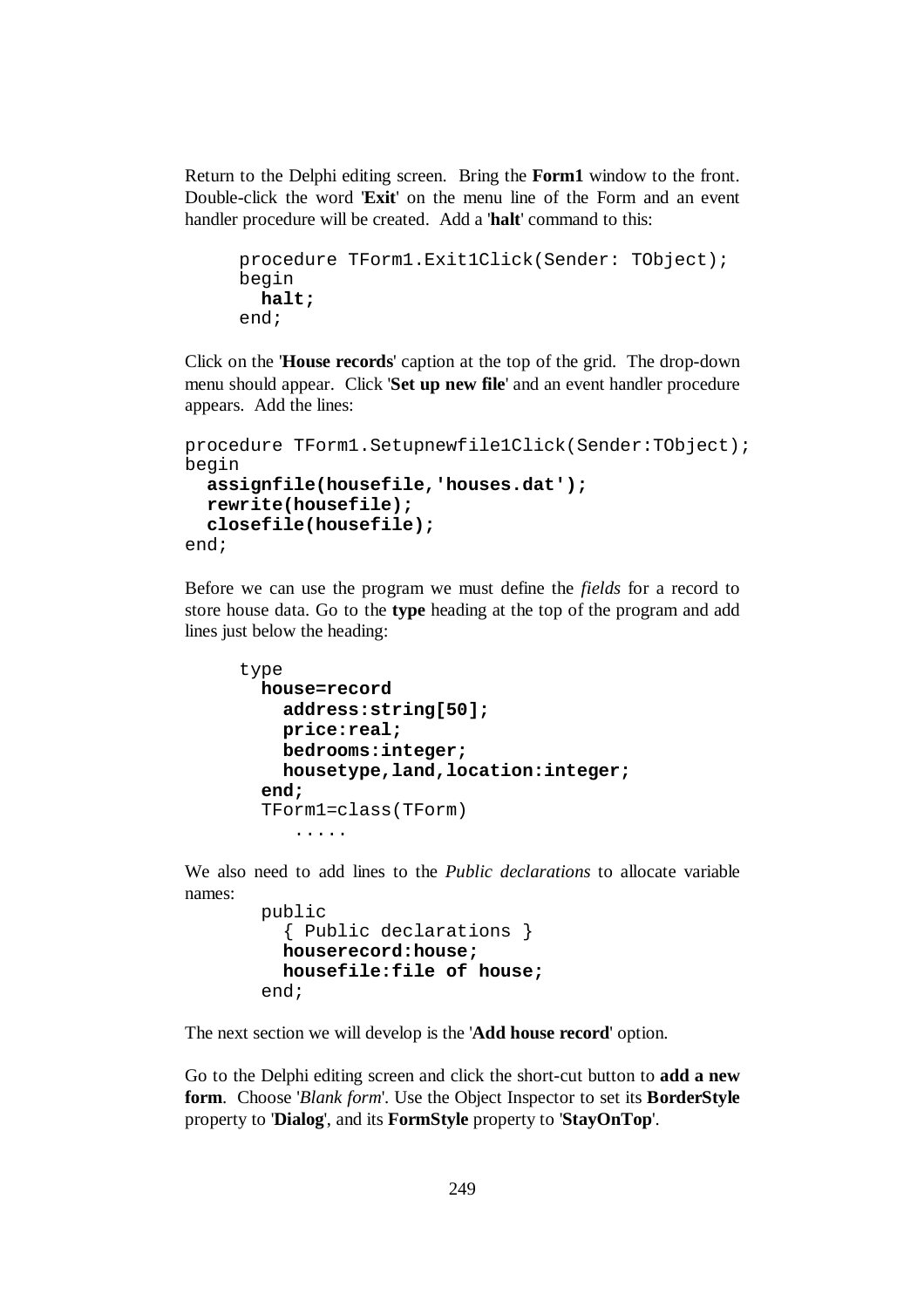Return to the Delphi editing screen. Bring the **Form1** window to the front. Double-click the word '**Exit**' on the menu line of the Form and an event handler procedure will be created. Add a '**halt**' command to this:

```
procedure TForm1.Exit1Click(Sender: TObject);
begin
  halt;
end;
```

Click on the '**House records**' caption at the top of the grid. The drop-down menu should appear. Click '**Set up new file**' and an event handler procedure appears. Add the lines:

```
procedure TForm1.Setupnewfile1Click(Sender:TObject);
begin
  assignfile(housefile,'houses.dat');
  rewrite(housefile);
  closefile(housefile);
end;
```

Before we can use the program we must define the *fields* for a record to store house data. Go to the **type** heading at the top of the program and add lines just below the heading:

```
type
  house=record
    address:string[50];
    price:real;
    bedrooms:integer;
    housetype,land,location:integer;
  end;
  TForm1=class(TForm)
     .....
```

We also need to add lines to the *Public declarations* to allocate variable names:

```
  public
    { Public declarations }
    houserecord:house;
    housefile:file of house;
  end;
```

The next section we will develop is the '**Add house record**' option.

Go to the Delphi editing screen and click the short-cut button to **add a new form**. Choose '*Blank form*'. Use the Object Inspector to set its **BorderStyle** property to '**Dialog**', and its **FormStyle** property to '**StayOnTop**'.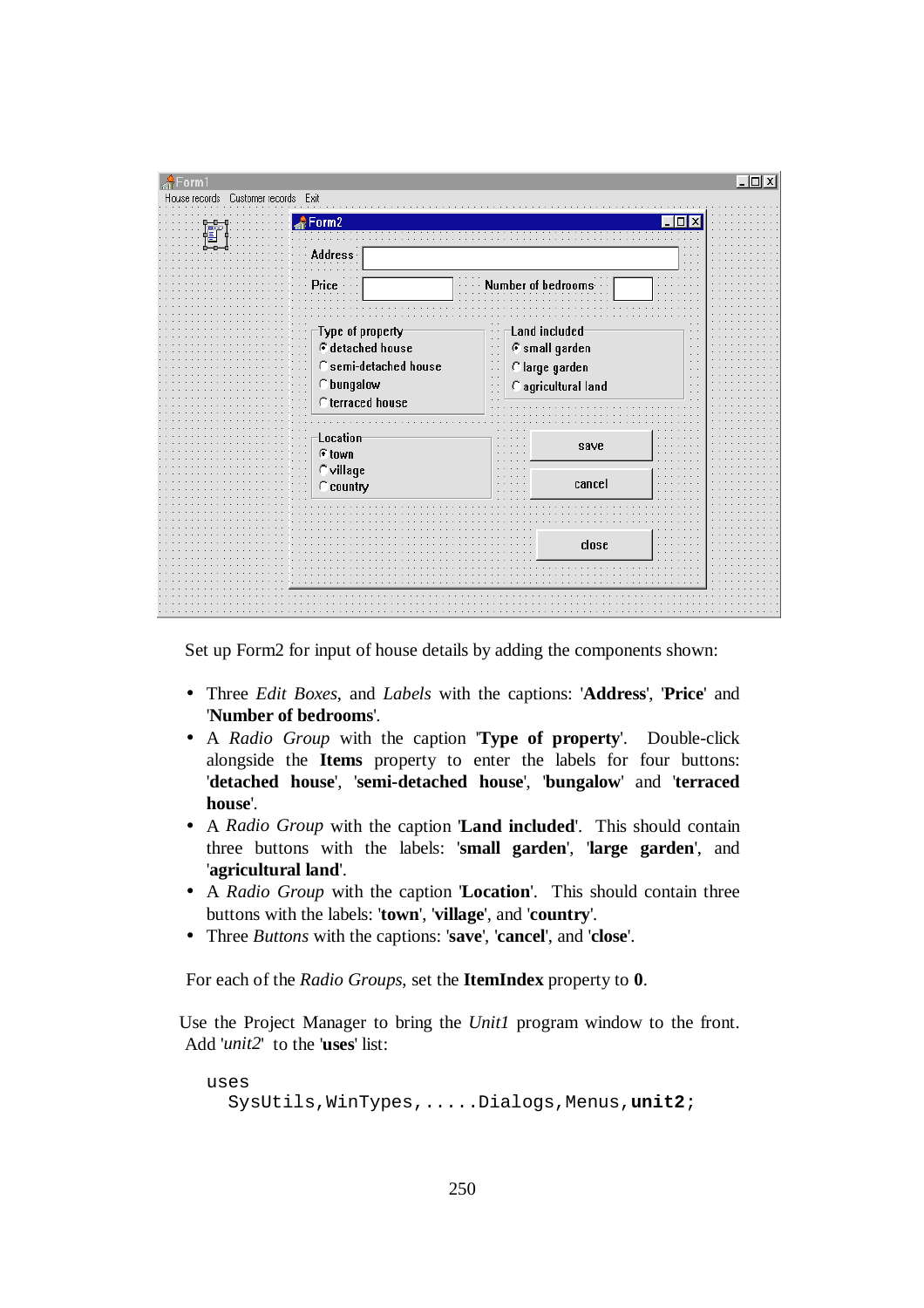Set up Form2 for input of house details by adding the components shown:

- Three *Edit Boxes*, and *Labels* with the captions: '**Address**', '**Price**' and '**Number of bedrooms**'.
- A *Radio Group* with the caption '**Type of property**'. Double-click alongside the **Items** property to enter the labels for four buttons: '**detached house**', '**semi-detached house**', '**bungalow**' and '**terraced house**'.
- A *Radio Group* with the caption '**Land included**'. This should contain three buttons with the labels: '**small garden**', '**large garden**', and '**agricultural land**'.
- A *Radio Group* with the caption '**Location**'. This should contain three buttons with the labels: '**town**', '**village**', and '**country**'.
- Three *Buttons* with the captions: '**save**', '**cancel**', and '**close**'.

For each of the *Radio Groups*, set the **ItemIndex** property to **0**.

Use the Project Manager to bring the *Unit1* program window to the front. Add '*unit2*' to the '**uses**' list:

```
uses
  SysUtils,WinTypes,.....Dialogs,Menus,unit2;
```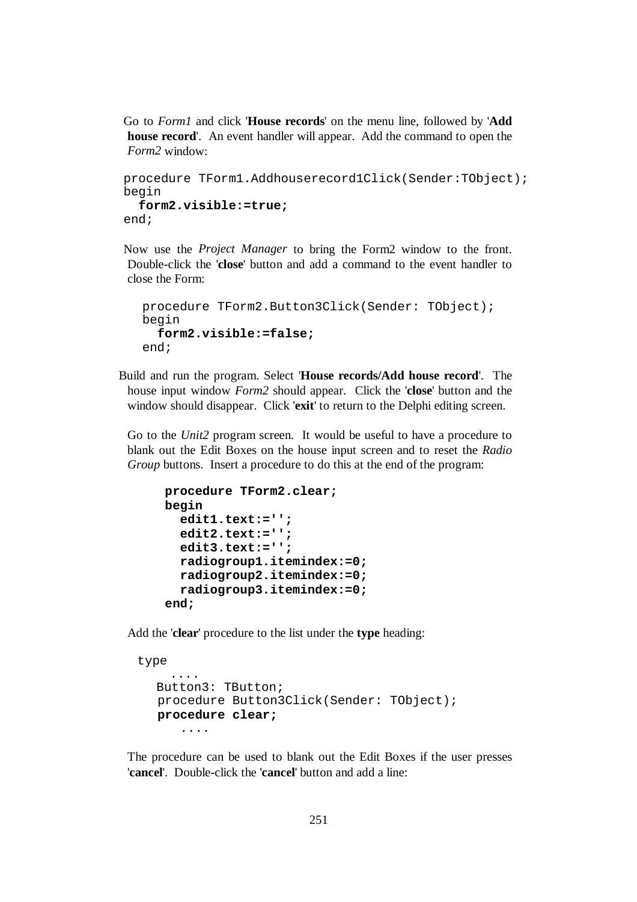Go to *Form1* and click '**House records**' on the menu line, followed by '**Add house record**'. An event handler will appear. Add the command to open the *Form2* window:

```
procedure TForm1.Addhouserecord1Click(Sender:TObject);
begin
  form2.visible:=true;
end;
```

Now use the *Project Manager* to bring the Form2 window to the front. Double-click the '**close**' button and add a command to the event handler to close the Form:

```
procedure TForm2.Button3Click(Sender: TObject);
begin
  form2.visible:=false;
end;
```

Build and run the program. Select '**House records/Add house record**'. The house input window *Form2* should appear. Click the '**close**' button and the window should disappear. Click '**exit**' to return to the Delphi editing screen.

Go to the *Unit2* program screen. It would be useful to have a procedure to blank out the Edit Boxes on the house input screen and to reset the *Radio Group* buttons. Insert a procedure to do this at the end of the program:

```
procedure TForm2.clear;
begin
  edit1.text:='';
  edit2.text:='';
  edit3.text:='';
  radiogroup1.itemindex:=0;
  radiogroup2.itemindex:=0;
  radiogroup3.itemindex:=0;
end;
```

Add the '**clear**' procedure to the list under the **type** heading:

```
type
    ....
   Button3: TButton;
   procedure Button3Click(Sender: TObject);
   procedure clear;
      ....
```

The procedure can be used to blank out the Edit Boxes if the user presses '**cancel**'. Double-click the '**cancel**' button and add a line: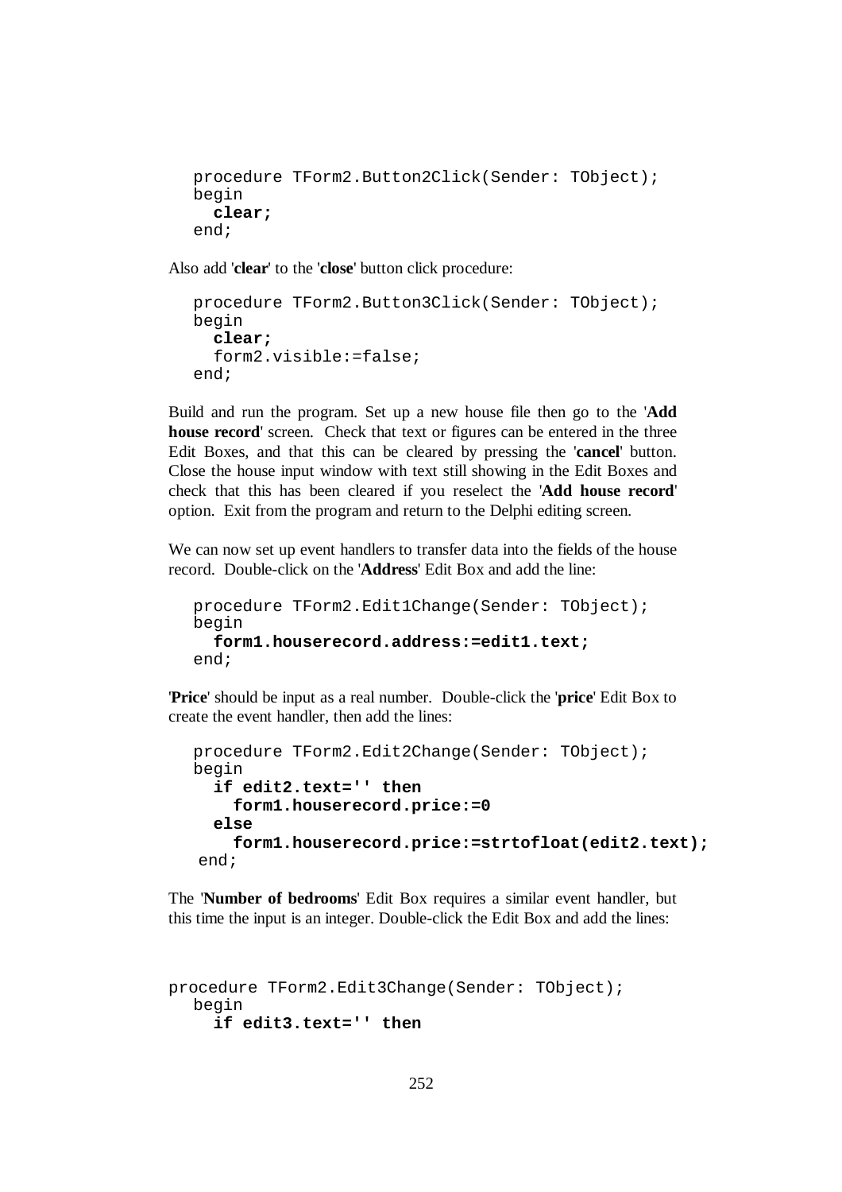```
procedure TForm2.Button2Click(Sender: TObject);
begin
  clear;
end;
```

Also add '**clear**' to the '**close**' button click procedure:

```
procedure TForm2.Button3Click(Sender: TObject);
begin
  clear;
  form2.visible:=false;
end;
```

Build and run the program. Set up a new house file then go to the '**Add house record**' screen. Check that text or figures can be entered in the three Edit Boxes, and that this can be cleared by pressing the '**cancel**' button. Close the house input window with text still showing in the Edit Boxes and check that this has been cleared if you reselect the '**Add house record**' option. Exit from the program and return to the Delphi editing screen.

We can now set up event handlers to transfer data into the fields of the house record. Double-click on the '**Address**' Edit Box and add the line:

```
procedure TForm2.Edit1Change(Sender: TObject);
begin
  form1.houserecord.address:=edit1.text;
end;
```

'**Price**' should be input as a real number. Double-click the '**price**' Edit Box to create the event handler, then add the lines:

```
procedure TForm2.Edit2Change(Sender: TObject);
begin
  if edit2.text='' then
    form1.houserecord.price:=0
  else
    form1.houserecord.price:=strtofloat(edit2.text);
 end;
```

The '**Number of bedrooms**' Edit Box requires a similar event handler, but this time the input is an integer. Double-click the Edit Box and add the lines:

```
procedure TForm2.Edit3Change(Sender: TObject);
  begin
    if edit3.text='' then
```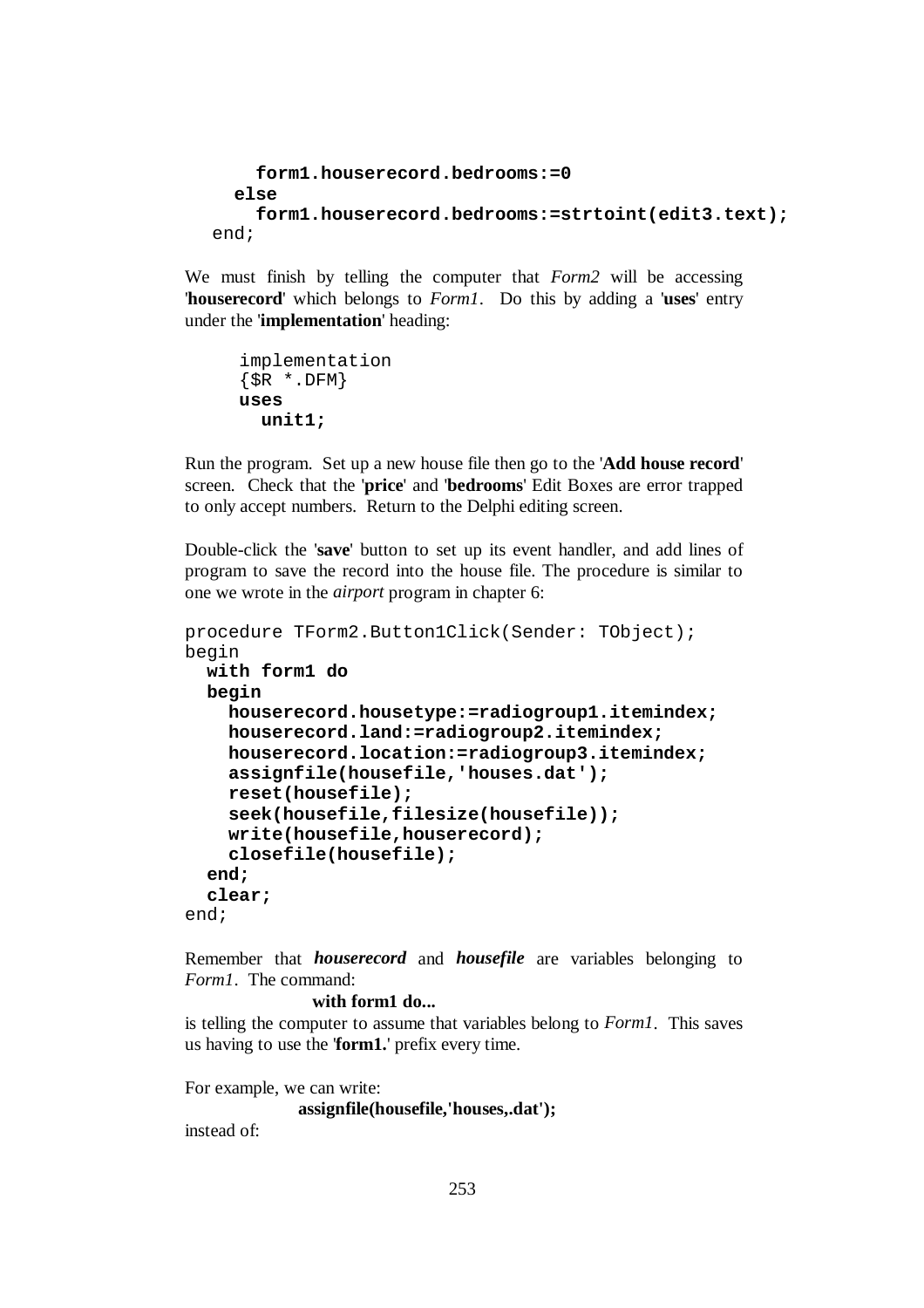```
      form1.houserecord.bedrooms:=0
    else
      form1.houserecord.bedrooms:=strtoint(edit3.text);
  end;
```

We must finish by telling the computer that *Form2* will be accessing '**houserecord**' which belongs to *Form1*. Do this by adding a '**uses**' entry under the '**implementation**' heading:

```
implementation
{$R *.DFM}
uses
  unit1;
```

Run the program. Set up a new house file then go to the '**Add house record**' screen. Check that the '**price**' and '**bedrooms**' Edit Boxes are error trapped to only accept numbers. Return to the Delphi editing screen.

Double-click the '**save**' button to set up its event handler, and add lines of program to save the record into the house file. The procedure is similar to one we wrote in the *airport* program in chapter 6:

```
procedure TForm2.Button1Click(Sender: TObject);
begin
  with form1 do
  begin
    houserecord.housetype:=radiogroup1.itemindex;
    houserecord.land:=radiogroup2.itemindex;
    houserecord.location:=radiogroup3.itemindex;
    assignfile(housefile,'houses.dat');
    reset(housefile);
    seek(housefile,filesize(housefile));
    write(housefile,houserecord);
    closefile(housefile);
  end;
  clear;
end;
```

Remember that ***houserecord*** and ***housefile*** are variables belonging to *Form1*. The command:

**with form1 do...**

is telling the computer to assume that variables belong to *Form1*. This saves us having to use the '**form1.**' prefix every time.

For example, we can write:

**assignfile(housefile,'houses,.dat');**

instead of: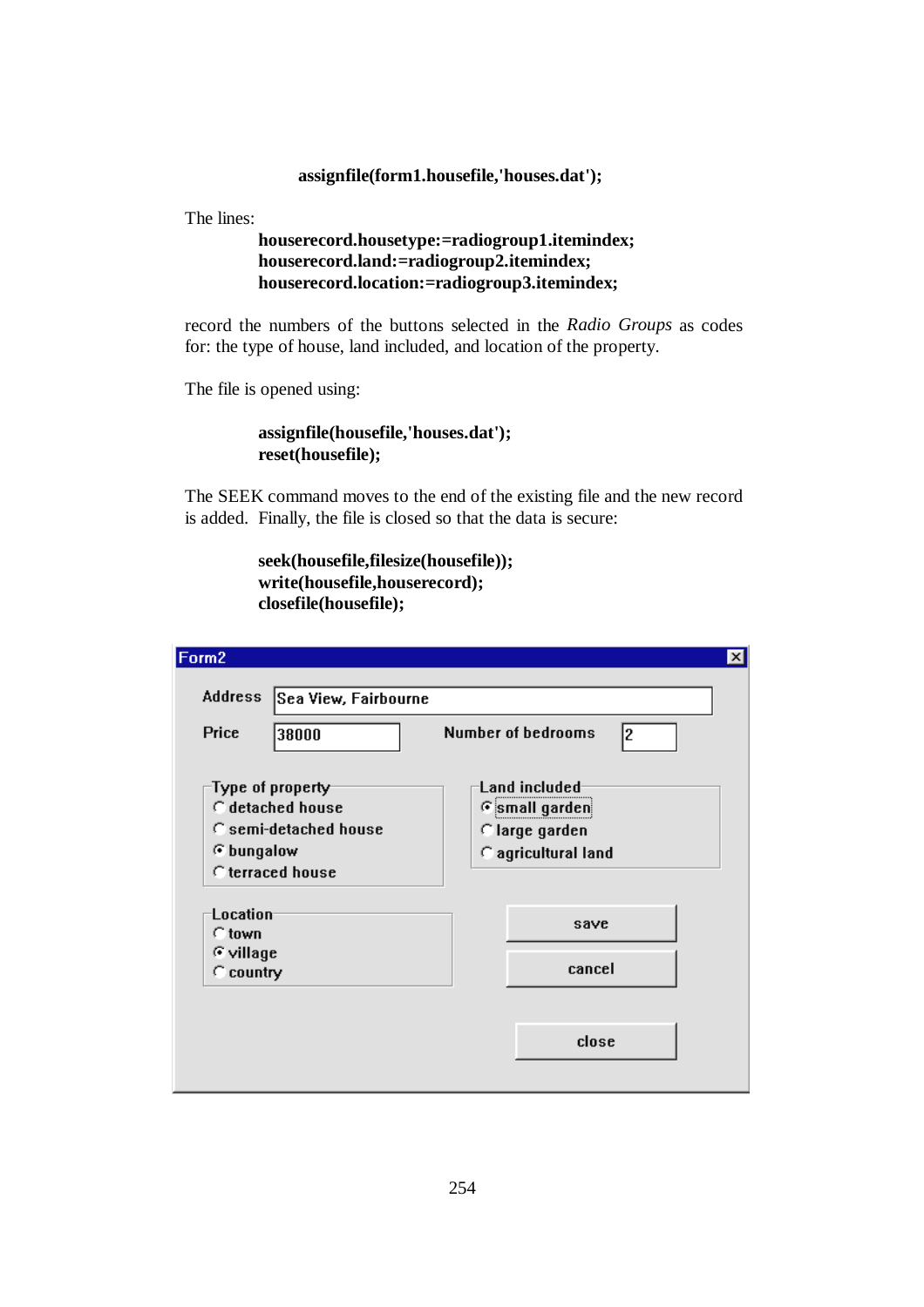```
assignfile(form1.housefile,'houses.dat');
```

The lines:

```
houserecord.housetype:=radiogroup1.itemindex;
houserecord.land:=radiogroup2.itemindex;
houserecord.location:=radiogroup3.itemindex;
```

record the numbers of the buttons selected in the *Radio Groups* as codes for: the type of house, land included, and location of the property.

The file is opened using:

```
assignfile(housefile,'houses.dat');
reset(housefile);
```

The SEEK command moves to the end of the existing file and the new record is added. Finally, the file is closed so that the data is secure:

```
seek(housefile,filesize(housefile));
write(housefile,houserecord);
closefile(housefile);
```

Form2

Address: Sea View, Fairbourne

Price: 38000 Number of bedrooms: 2

Type of property
- detached house
- semi-detached house
- bungalow (selected)
- terraced house

Land included
- small garden (selected)
- large garden
- agricultural land

Location
- town
- village (selected)
- country

save

cancel

close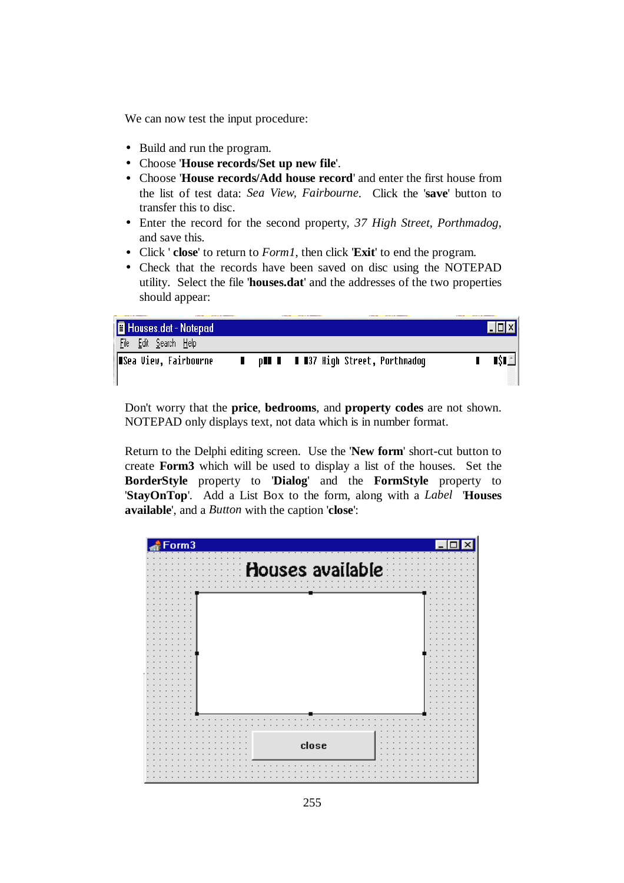We can now test the input procedure:

- Build and run the program.
- Choose '**House records/Set up new file**'.
- Choose '**House records/Add house record**' and enter the first house from the list of test data: *Sea View, Fairbourne*. Click the '**save**' button to transfer this to disc.
- Enter the record for the second property, *37 High Street, Porthmadog*, and save this.
- Click ' **close**' to return to *Form1*, then click '**Exit**' to end the program.
- Check that the records have been saved on disc using the NOTEPAD utility. Select the file '**houses.dat**' and the addresses of the two properties should appear:

Don't worry that the **price**, **bedrooms**, and **property codes** are not shown. NOTEPAD only displays text, not data which is in number format.

Return to the Delphi editing screen. Use the '**New form**' short-cut button to create **Form3** which will be used to display a list of the houses. Set the **BorderStyle** property to '**Dialog**' and the **FormStyle** property to '**StayOnTop**'. Add a List Box to the form, along with a *Label* '**Houses available**', and a *Button* with the caption '**close**':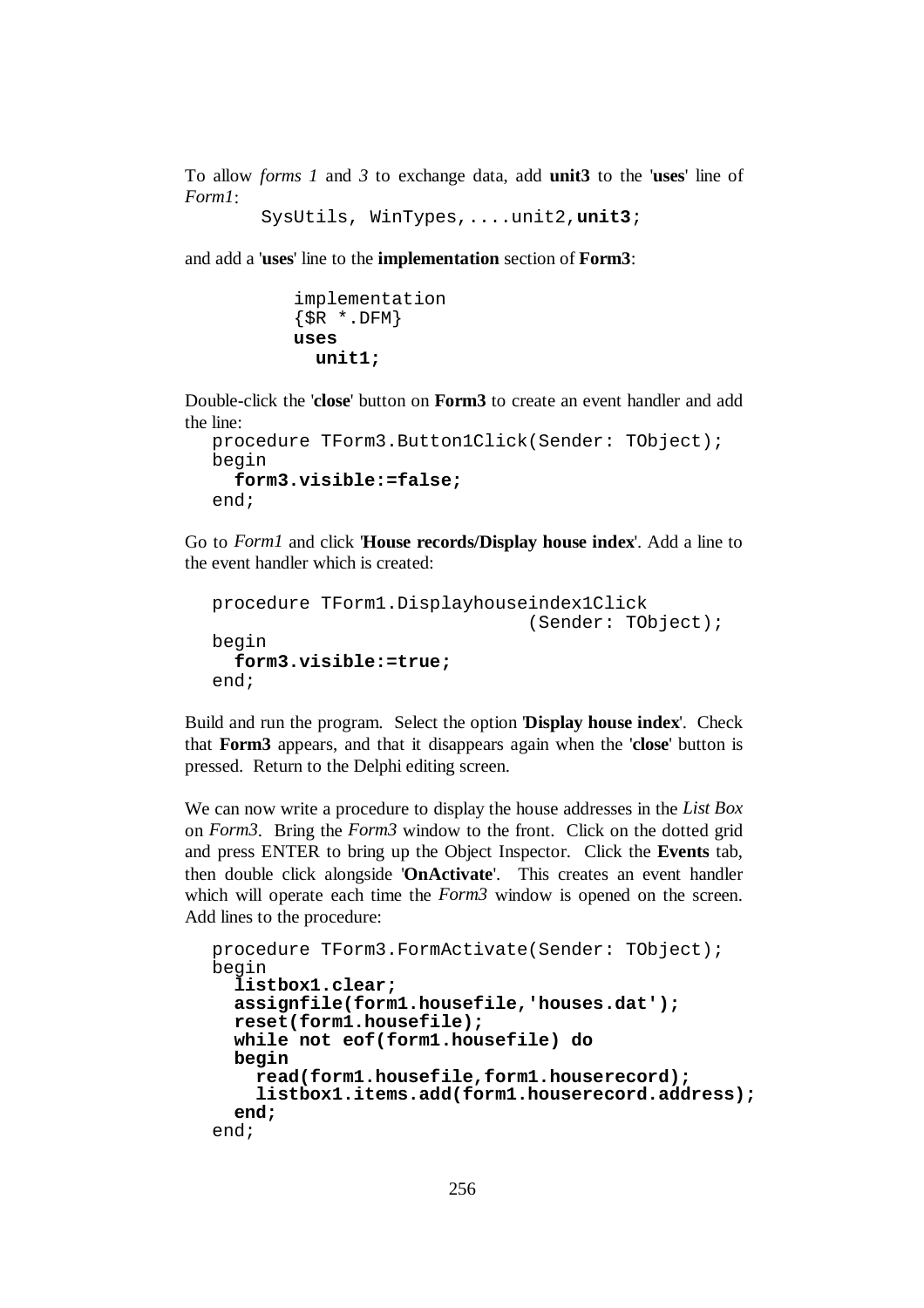To allow *forms 1* and *3* to exchange data, add **unit3** to the '**uses**' line of *Form1*:

```
SysUtils, WinTypes,....unit2,unit3;
```

and add a '**uses**' line to the **implementation** section of **Form3**:

```
implementation
{$R *.DFM}
uses
  unit1;
```

Double-click the '**close**' button on **Form3** to create an event handler and add the line:

```
procedure TForm3.Button1Click(Sender: TObject);
begin
  form3.visible:=false;
end;
```

Go to *Form1* and click '**House records/Display house index**'. Add a line to the event handler which is created:

```
procedure TForm1.Displayhouseindex1Click
                              (Sender: TObject);
begin
  form3.visible:=true;
end;
```

Build and run the program. Select the option '**Display house index**'. Check that **Form3** appears, and that it disappears again when the '**close**' button is pressed. Return to the Delphi editing screen.

We can now write a procedure to display the house addresses in the *List Box* on *Form3*. Bring the *Form3* window to the front. Click on the dotted grid and press ENTER to bring up the Object Inspector. Click the **Events** tab, then double click alongside '**OnActivate**'. This creates an event handler which will operate each time the *Form3* window is opened on the screen. Add lines to the procedure:

```
procedure TForm3.FormActivate(Sender: TObject);
begin
  listbox1.clear;
  assignfile(form1.housefile,'houses.dat');
  reset(form1.housefile);
  while not eof(form1.housefile) do
  begin
    read(form1.housefile,form1.houserecord);
    listbox1.items.add(form1.houserecord.address);
  end;
end;
```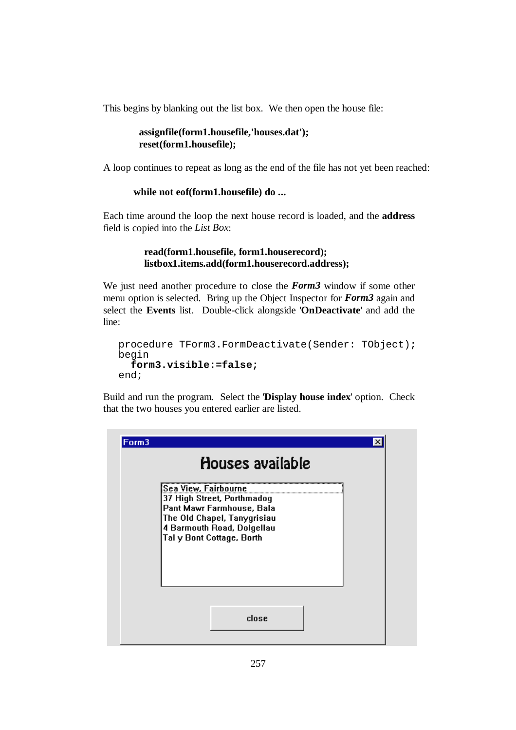This begins by blanking out the list box. We then open the house file:

**assignfile(form1.housefile,'houses.dat');**
**reset(form1.housefile);**

A loop continues to repeat as long as the end of the file has not yet been reached:

**while not eof(form1.housefile) do ...**

Each time around the loop the next house record is loaded, and the **address** field is copied into the *List Box*:

**read(form1.housefile, form1.houserecord);**
**listbox1.items.add(form1.houserecord.address);**

We just need another procedure to close the ***Form3*** window if some other menu option is selected. Bring up the Object Inspector for ***Form3*** again and select the **Events** list. Double-click alongside '**OnDeactivate**' and add the line:

```
procedure TForm3.FormDeactivate(Sender: TObject);
begin
  form3.visible:=false;
end;
```

Build and run the program. Select the '**Display house index**' option. Check that the two houses you entered earlier are listed.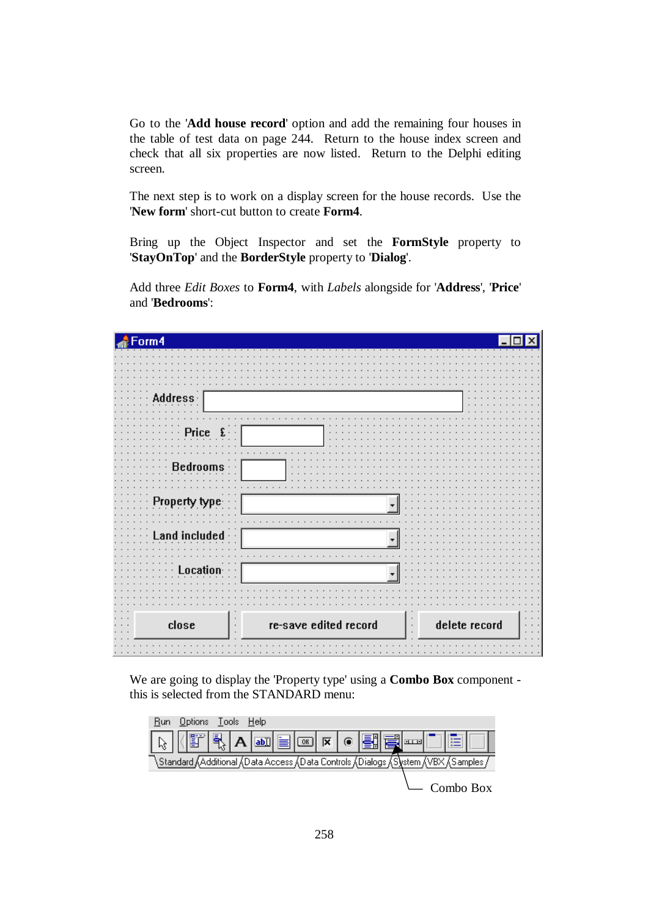Go to the '**Add house record**' option and add the remaining four houses in the table of test data on page 244. Return to the house index screen and check that all six properties are now listed. Return to the Delphi editing screen.

The next step is to work on a display screen for the house records. Use the '**New form**' short-cut button to create **Form4**.

Bring up the Object Inspector and set the **FormStyle** property to '**StayOnTop**' and the **BorderStyle** property to '**Dialog**'.

Add three *Edit Boxes* to **Form4**, with *Labels* alongside for '**Address**', '**Price**' and '**Bedrooms**':

We are going to display the 'Property type' using a **Combo Box** component - this is selected from the STANDARD menu: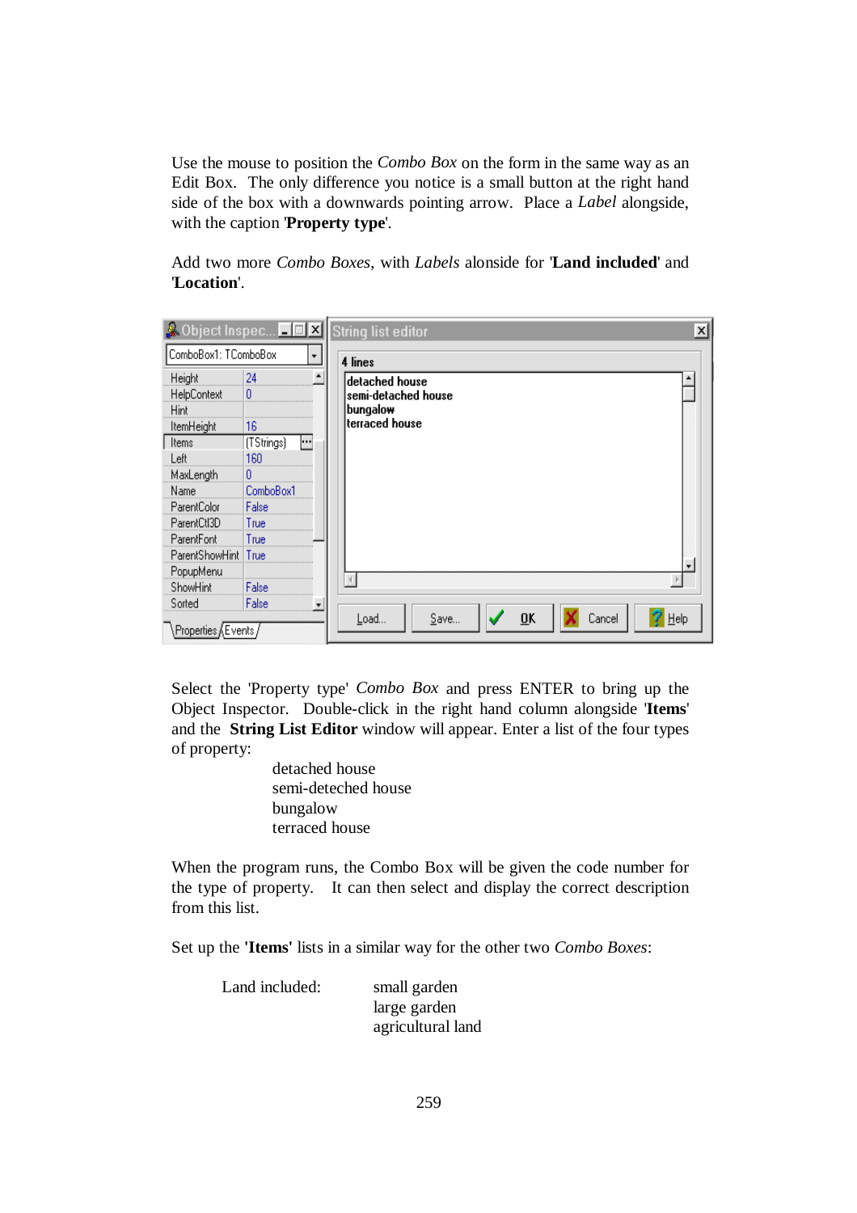Use the mouse to position the *Combo Box* on the form in the same way as an Edit Box. The only difference you notice is a small button at the right hand side of the box with a downwards pointing arrow. Place a *Label* alongside, with the caption '**Property type**'.

Add two more *Combo Boxes*, with *Labels* alonside for '**Land included**' and '**Location**'.

Select the 'Property type' *Combo Box* and press ENTER to bring up the Object Inspector. Double-click in the right hand column alongside '**Items**' and the **String List Editor** window will appear. Enter a list of the four types of property:

detached house
semi-deteched house
bungalow
terraced house

When the program runs, the Combo Box will be given the code number for the type of property. It can then select and display the correct description from this list.

Set up the '**Items**' lists in a similar way for the other two *Combo Boxes*:

Land included:

small garden
large garden
agricultural land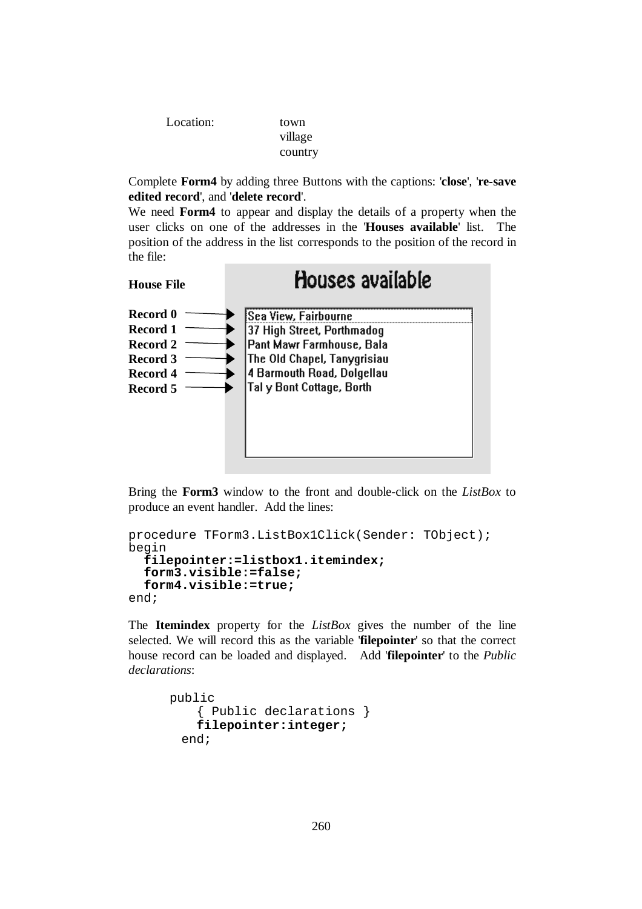Location: town
village
country

Complete **Form4** by adding three Buttons with the captions: '**close**', '**re-save edited record**', and '**delete record**'.

We need **Form4** to appear and display the details of a property when the user clicks on one of the addresses in the '**Houses available**' list. The position of the address in the list corresponds to the position of the record in the file:

**House File**

| House File | Houses available |
|---|---|
| **Record 0** | Sea View, Fairbourne |
| **Record 1** | 37 High Street, Porthmadog |
| **Record 2** | Pant Mawr Farmhouse, Bala |
| **Record 3** | The Old Chapel, Tanygrisiau |
| **Record 4** | 4 Barmouth Road, Dolgellau |
| **Record 5** | Tal y Bont Cottage, Borth |

Bring the **Form3** window to the front and double-click on the *ListBox* to produce an event handler. Add the lines:

```
procedure TForm3.ListBox1Click(Sender: TObject);
begin
  filepointer:=listbox1.itemindex;
  form3.visible:=false;
  form4.visible:=true;
end;
```

The **Itemindex** property for the *ListBox* gives the number of the line selected. We will record this as the variable '**filepointer**' so that the correct house record can be loaded and displayed. Add '**filepointer**' to the *Public declarations*:

```
public
    { Public declarations }
    filepointer:integer;
  end;
```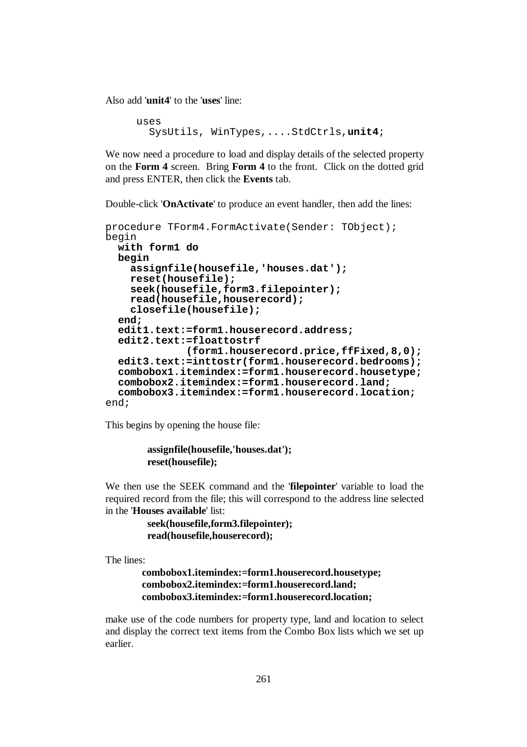Also add '**unit4**' to the '**uses**' line:

```
uses
  SysUtils, WinTypes,....StdCtrls,unit4;
```

We now need a procedure to load and display details of the selected property on the **Form 4** screen. Bring **Form 4** to the front. Click on the dotted grid and press ENTER, then click the **Events** tab.

Double-click '**OnActivate**' to produce an event handler, then add the lines:

```
procedure TForm4.FormActivate(Sender: TObject);
begin
  with form1 do
  begin
    assignfile(housefile,'houses.dat');
    reset(housefile);
    seek(housefile,form3.filepointer);
    read(housefile,houserecord);
    closefile(housefile);
  end;
  edit1.text:=form1.houserecord.address;
  edit2.text:=floattostrf
           (form1.houserecord.price,ffFixed,8,0);
  edit3.text:=inttostr(form1.houserecord.bedrooms);
  combobox1.itemindex:=form1.houserecord.housetype;
  combobox2.itemindex:=form1.houserecord.land;
  combobox3.itemindex:=form1.houserecord.location;
end;
```

This begins by opening the house file:

> **assignfile(housefile,'houses.dat');**
> **reset(housefile);**

We then use the SEEK command and the '**filepointer**' variable to load the required record from the file; this will correspond to the address line selected in the '**Houses available**' list:

> **seek(housefile,form3.filepointer);**
> **read(housefile,houserecord);**

The lines:

> **combobox1.itemindex:=form1.houserecord.housetype;**
> **combobox2.itemindex:=form1.houserecord.land;**
> **combobox3.itemindex:=form1.houserecord.location;**

make use of the code numbers for property type, land and location to select and display the correct text items from the Combo Box lists which we set up earlier.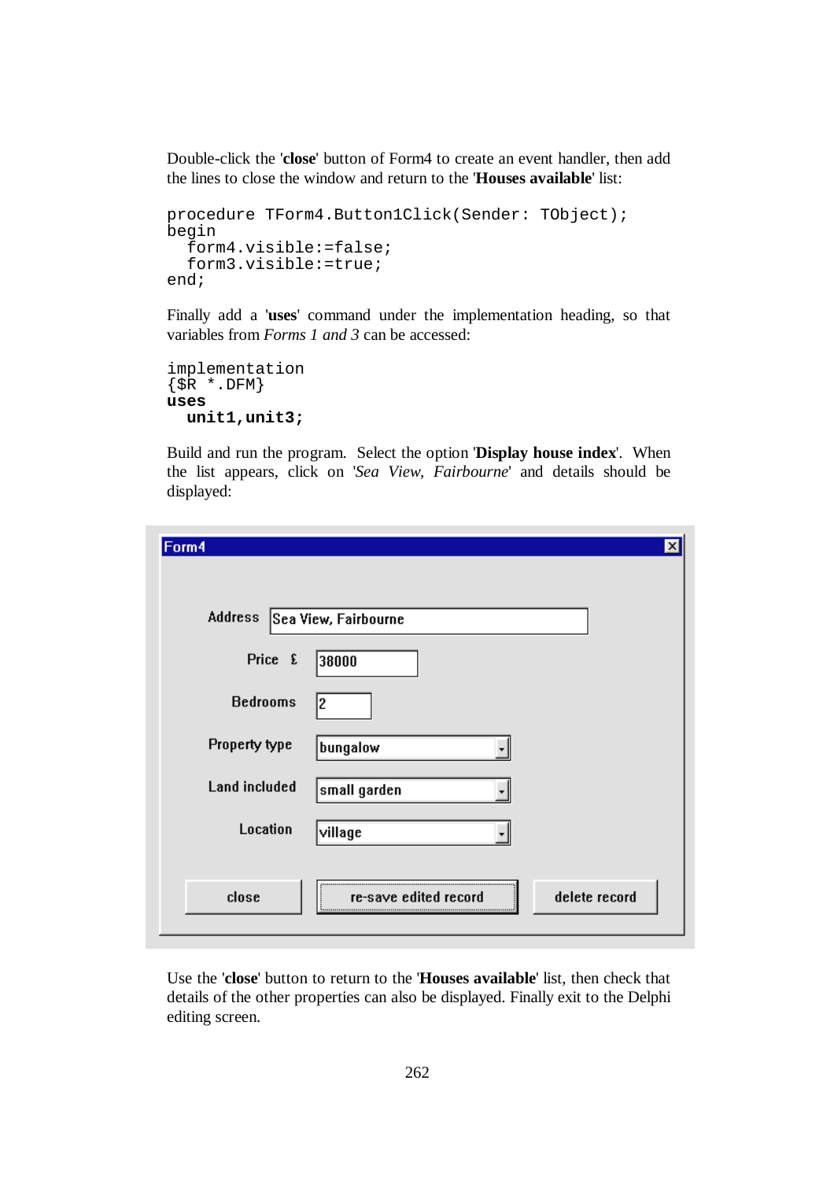Double-click the '**close**' button of Form4 to create an event handler, then add the lines to close the window and return to the '**Houses available**' list:

```
procedure TForm4.Button1Click(Sender: TObject);
begin
  form4.visible:=false;
  form3.visible:=true;
end;
```

Finally add a '**uses**' command under the implementation heading, so that variables from *Forms 1 and 3* can be accessed:

```
implementation
{$R *.DFM}
uses
  unit1,unit3;
```

Build and run the program. Select the option '**Display house index**'. When the list appears, click on '*Sea View, Fairbourne*' and details should be displayed:

Use the '**close**' button to return to the '**Houses available**' list, then check that details of the other properties can also be displayed. Finally exit to the Delphi editing screen.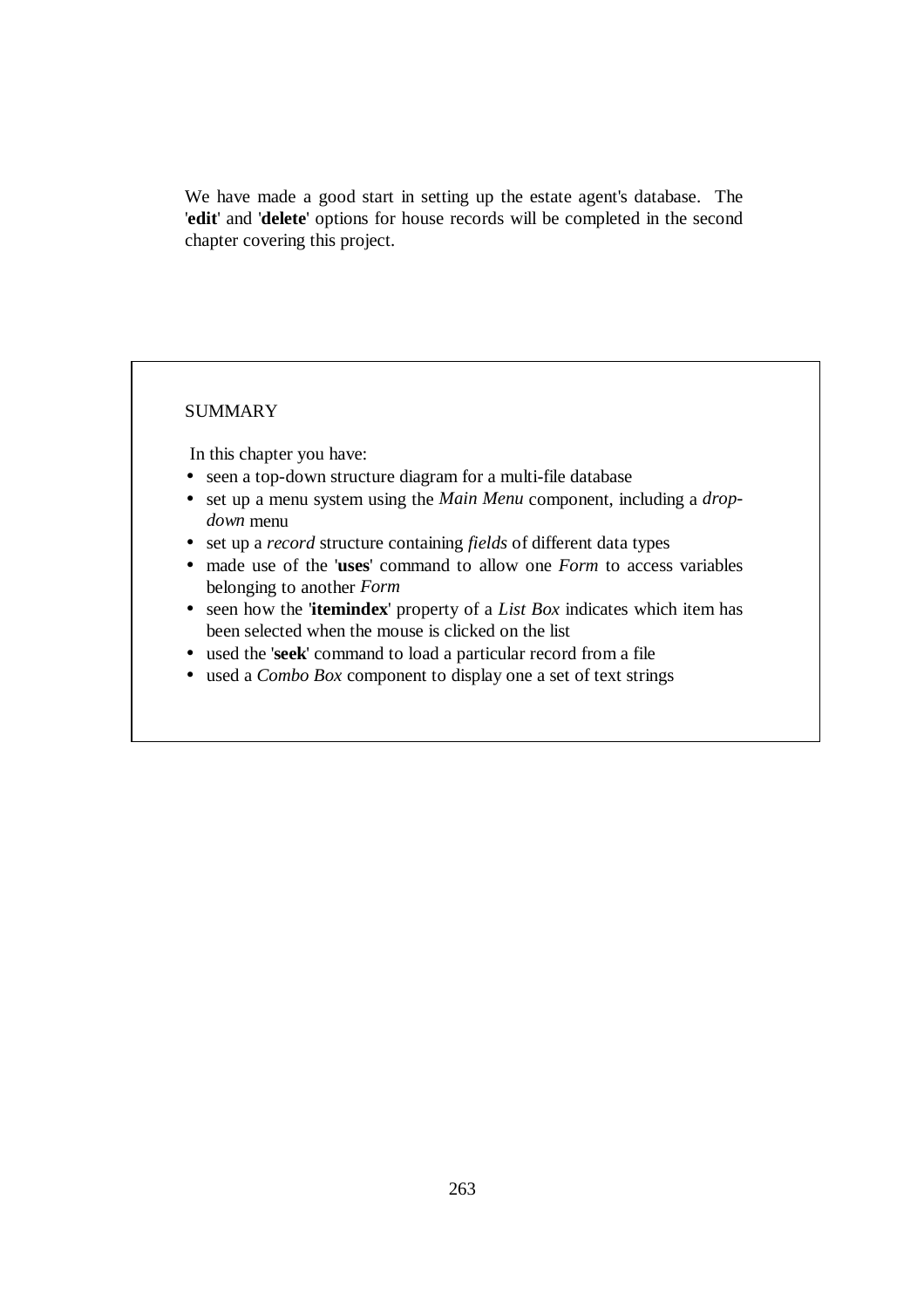We have made a good start in setting up the estate agent's database. The '**edit**' and '**delete**' options for house records will be completed in the second chapter covering this project.

SUMMARY

In this chapter you have:

- seen a top-down structure diagram for a multi-file database
- set up a menu system using the *Main Menu* component, including a *drop-down* menu
- set up a *record* structure containing *fields* of different data types
- made use of the '**uses**' command to allow one *Form* to access variables belonging to another *Form*
- seen how the '**itemindex**' property of a *List Box* indicates which item has been selected when the mouse is clicked on the list
- used the '**seek**' command to load a particular record from a file
- used a *Combo Box* component to display one a set of text strings